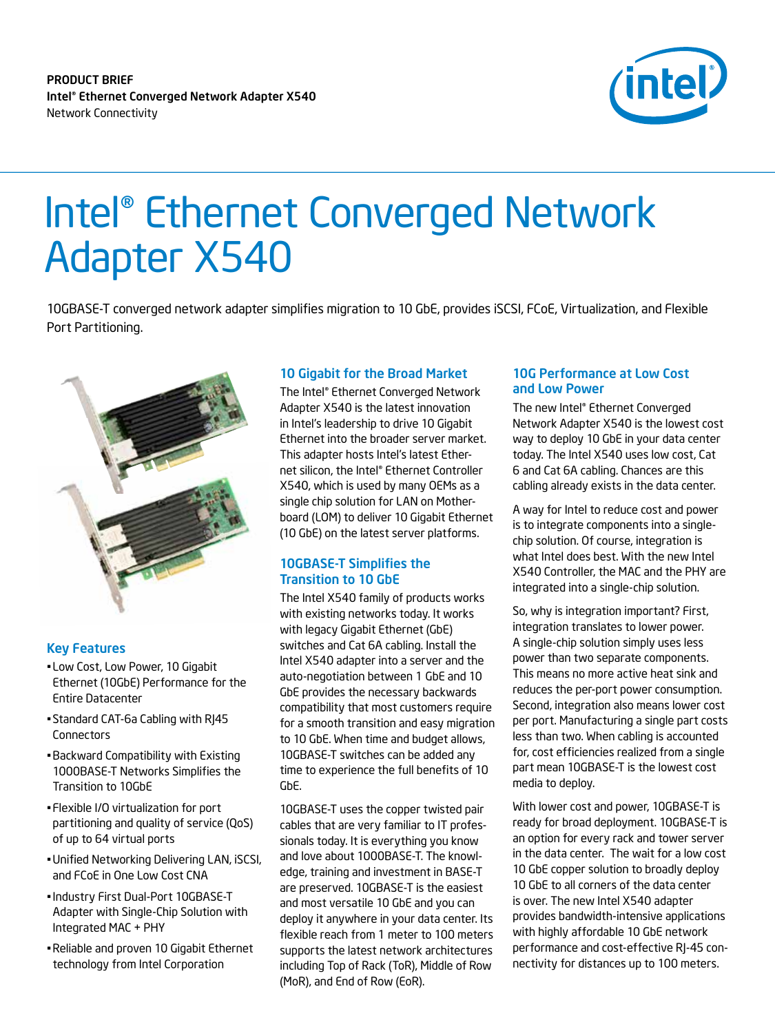PRODUCT BRIEF
**Intel® Ethernet Converged Network Adapter X540**
Network Connectivity

# Intel® Ethernet Converged Network Adapter X540

10GBASE-T converged network adapter simplifies migration to 10 GbE, provides iSCSI, FCoE, Virtualization, and Flexible Port Partitioning.

## Key Features

- Low Cost, Low Power, 10 Gigabit Ethernet (10GbE) Performance for the Entire Datacenter
- Standard CAT-6a Cabling with RJ45 Connectors
- Backward Compatibility with Existing 1000BASE-T Networks Simplifies the Transition to 10GbE
- Flexible I/O virtualization for port partitioning and quality of service (QoS) of up to 64 virtual ports
- Unified Networking Delivering LAN, iSCSI, and FCoE in One Low Cost CNA
- Industry First Dual-Port 10GBASE-T Adapter with Single-Chip Solution with Integrated MAC + PHY
- Reliable and proven 10 Gigabit Ethernet technology from Intel Corporation

## 10 Gigabit for the Broad Market

The Intel® Ethernet Converged Network Adapter X540 is the latest innovation in Intel's leadership to drive 10 Gigabit Ethernet into the broader server market. This adapter hosts Intel's latest Ethernet silicon, the Intel® Ethernet Controller X540, which is used by many OEMs as a single chip solution for LAN on Motherboard (LOM) to deliver 10 Gigabit Ethernet (10 GbE) on the latest server platforms.

## 10GBASE-T Simplifies the Transition to 10 GbE

The Intel X540 family of products works with existing networks today. It works with legacy Gigabit Ethernet (GbE) switches and Cat 6A cabling. Install the Intel X540 adapter into a server and the auto-negotiation between 1 GbE and 10 GbE provides the necessary backwards compatibility that most customers require for a smooth transition and easy migration to 10 GbE. When time and budget allows, 10GBASE-T switches can be added any time to experience the full benefits of 10 GbE.

10GBASE-T uses the copper twisted pair cables that are very familiar to IT professionals today. It is everything you know and love about 1000BASE-T. The knowledge, training and investment in BASE-T are preserved. 10GBASE-T is the easiest and most versatile 10 GbE and you can deploy it anywhere in your data center. Its flexible reach from 1 meter to 100 meters supports the latest network architectures including Top of Rack (ToR), Middle of Row (MoR), and End of Row (EoR).

## 10G Performance at Low Cost and Low Power

The new Intel® Ethernet Converged Network Adapter X540 is the lowest cost way to deploy 10 GbE in your data center today. The Intel X540 uses low cost, Cat 6 and Cat 6A cabling. Chances are this cabling already exists in the data center.

A way for Intel to reduce cost and power is to integrate components into a single-chip solution. Of course, integration is what Intel does best. With the new Intel X540 Controller, the MAC and the PHY are integrated into a single-chip solution.

So, why is integration important? First, integration translates to lower power. A single-chip solution simply uses less power than two separate components. This means no more active heat sink and reduces the per-port power consumption. Second, integration also means lower cost per port. Manufacturing a single part costs less than two. When cabling is accounted for, cost efficiencies realized from a single part mean 10GBASE-T is the lowest cost media to deploy.

With lower cost and power, 10GBASE-T is ready for broad deployment. 10GBASE-T is an option for every rack and tower server in the data center. The wait for a low cost 10 GbE copper solution to broadly deploy 10 GbE to all corners of the data center is over. The new Intel X540 adapter provides bandwidth-intensive applications with highly affordable 10 GbE network performance and cost-effective RJ-45 connectivity for distances up to 100 meters.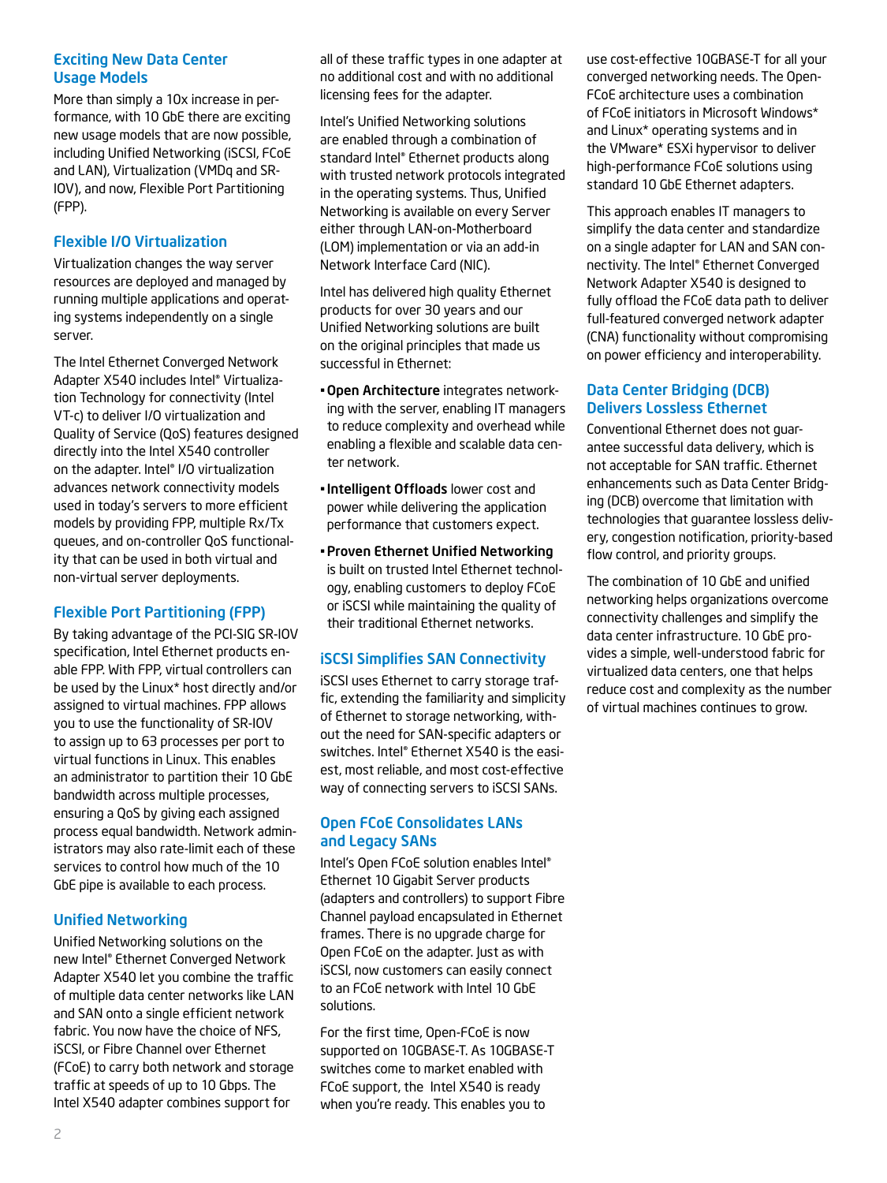## Exciting New Data Center Usage Models

More than simply a 10x increase in performance, with 10 GbE there are exciting new usage models that are now possible, including Unified Networking (iSCSI, FCoE and LAN), Virtualization (VMDq and SR-IOV), and now, Flexible Port Partitioning (FPP).

## Flexible I/O Virtualization

Virtualization changes the way server resources are deployed and managed by running multiple applications and operating systems independently on a single server.

The Intel Ethernet Converged Network Adapter X540 includes Intel® Virtualization Technology for connectivity (Intel VT-c) to deliver I/O virtualization and Quality of Service (QoS) features designed directly into the Intel X540 controller on the adapter. Intel® I/O virtualization advances network connectivity models used in today's servers to more efficient models by providing FPP, multiple Rx/Tx queues, and on-controller QoS functionality that can be used in both virtual and non-virtual server deployments.

## Flexible Port Partitioning (FPP)

By taking advantage of the PCI-SIG SR-IOV specification, Intel Ethernet products enable FPP. With FPP, virtual controllers can be used by the Linux* host directly and/or assigned to virtual machines. FPP allows you to use the functionality of SR-IOV to assign up to 63 processes per port to virtual functions in Linux. This enables an administrator to partition their 10 GbE bandwidth across multiple processes, ensuring a QoS by giving each assigned process equal bandwidth. Network administrators may also rate-limit each of these services to control how much of the 10 GbE pipe is available to each process.

## Unified Networking

Unified Networking solutions on the new Intel® Ethernet Converged Network Adapter X540 let you combine the traffic of multiple data center networks like LAN and SAN onto a single efficient network fabric. You now have the choice of NFS, iSCSI, or Fibre Channel over Ethernet (FCoE) to carry both network and storage traffic at speeds of up to 10 Gbps. The Intel X540 adapter combines support for all of these traffic types in one adapter at no additional cost and with no additional licensing fees for the adapter.

Intel's Unified Networking solutions are enabled through a combination of standard Intel® Ethernet products along with trusted network protocols integrated in the operating systems. Thus, Unified Networking is available on every Server either through LAN-on-Motherboard (LOM) implementation or via an add-in Network Interface Card (NIC).

Intel has delivered high quality Ethernet products for over 30 years and our Unified Networking solutions are built on the original principles that made us successful in Ethernet:

- **Open Architecture** integrates networking with the server, enabling IT managers to reduce complexity and overhead while enabling a flexible and scalable data center network.
- **Intelligent Offloads** lower cost and power while delivering the application performance that customers expect.
- **Proven Ethernet Unified Networking** is built on trusted Intel Ethernet technology, enabling customers to deploy FCoE or iSCSI while maintaining the quality of their traditional Ethernet networks.

## iSCSI Simplifies SAN Connectivity

iSCSI uses Ethernet to carry storage traffic, extending the familiarity and simplicity of Ethernet to storage networking, without the need for SAN-specific adapters or switches. Intel® Ethernet X540 is the easiest, most reliable, and most cost-effective way of connecting servers to iSCSI SANs.

## Open FCoE Consolidates LANs and Legacy SANs

Intel's Open FCoE solution enables Intel® Ethernet 10 Gigabit Server products (adapters and controllers) to support Fibre Channel payload encapsulated in Ethernet frames. There is no upgrade charge for Open FCoE on the adapter. Just as with iSCSI, now customers can easily connect to an FCoE network with Intel 10 GbE solutions.

For the first time, Open-FCoE is now supported on 10GBASE-T. As 10GBASE-T switches come to market enabled with FCoE support, the Intel X540 is ready when you're ready. This enables you to use cost-effective 10GBASE-T for all your converged networking needs. The Open-FCoE architecture uses a combination of FCoE initiators in Microsoft Windows* and Linux* operating systems and in the VMware* ESXi hypervisor to deliver high-performance FCoE solutions using standard 10 GbE Ethernet adapters.

This approach enables IT managers to simplify the data center and standardize on a single adapter for LAN and SAN connectivity. The Intel® Ethernet Converged Network Adapter X540 is designed to fully offload the FCoE data path to deliver full-featured converged network adapter (CNA) functionality without compromising on power efficiency and interoperability.

## Data Center Bridging (DCB) Delivers Lossless Ethernet

Conventional Ethernet does not guarantee successful data delivery, which is not acceptable for SAN traffic. Ethernet enhancements such as Data Center Bridging (DCB) overcome that limitation with technologies that guarantee lossless delivery, congestion notification, priority-based flow control, and priority groups.

The combination of 10 GbE and unified networking helps organizations overcome connectivity challenges and simplify the data center infrastructure. 10 GbE provides a simple, well-understood fabric for virtualized data centers, one that helps reduce cost and complexity as the number of virtual machines continues to grow.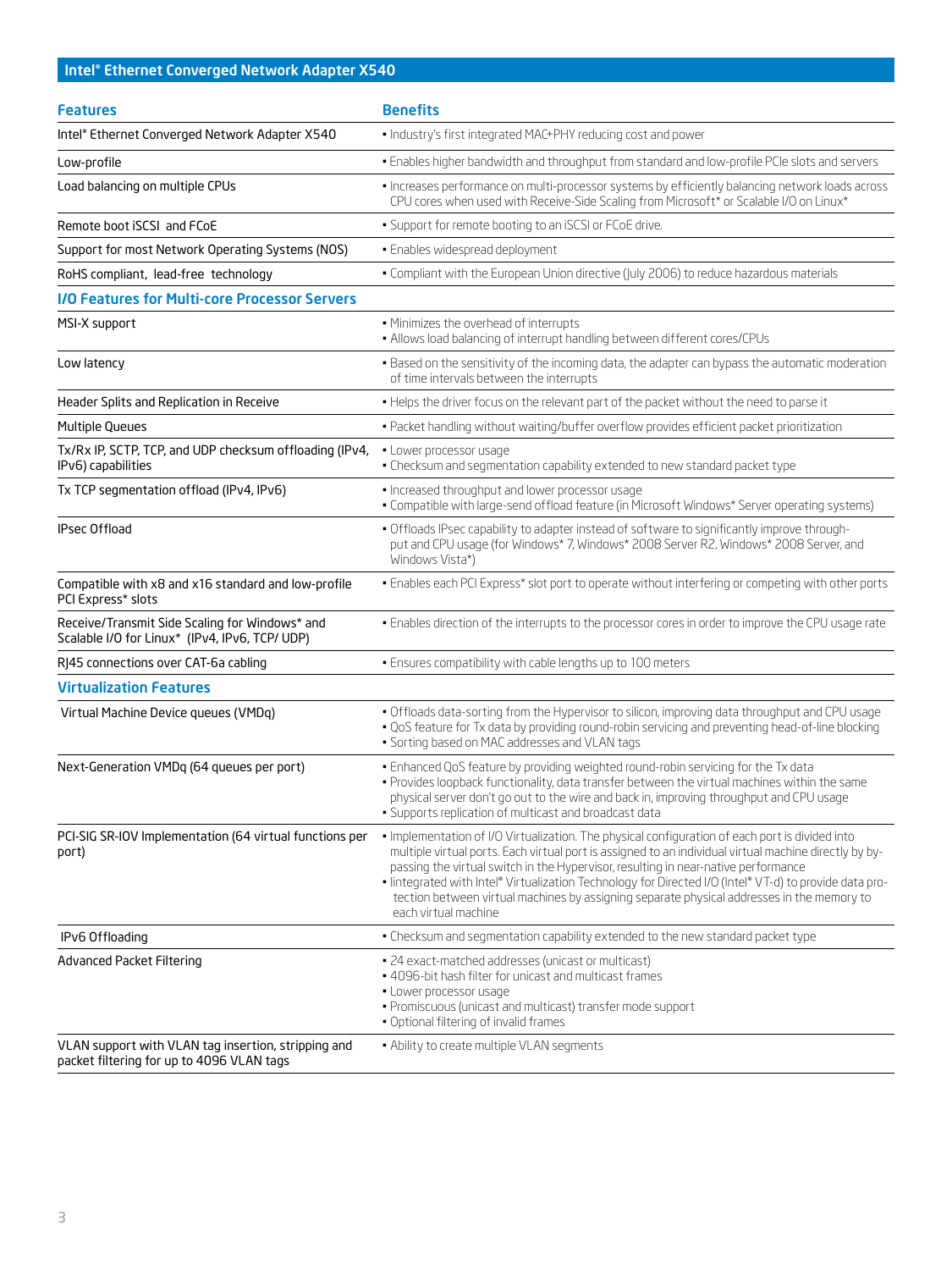## Intel® Ethernet Converged Network Adapter X540

| Features | Benefits |
|---|---|
| Intel® Ethernet Converged Network Adapter X540 | • Industry's first integrated MAC+PHY reducing cost and power |
| Low-profile | • Enables higher bandwidth and throughput from standard and low-profile PCIe slots and servers |
| Load balancing on multiple CPUs | • Increases performance on multi-processor systems by efficiently balancing network loads across CPU cores when used with Receive-Side Scaling from Microsoft* or Scalable I/O on Linux* |
| Remote boot iSCSI and FCoE | • Support for remote booting to an iSCSI or FCoE drive. |
| Support for most Network Operating Systems (NOS) | • Enables widespread deployment |
| RoHS compliant, lead-free technology | • Compliant with the European Union directive (July 2006) to reduce hazardous materials |
| **I/O Features for Multi-core Processor Servers** | |
| MSI-X support | • Minimizes the overhead of interrupts<br>• Allows load balancing of interrupt handling between different cores/CPUs |
| Low latency | • Based on the sensitivity of the incoming data, the adapter can bypass the automatic moderation of time intervals between the interrupts |
| Header Splits and Replication in Receive | • Helps the driver focus on the relevant part of the packet without the need to parse it |
| Multiple Queues | • Packet handling without waiting/buffer overflow provides efficient packet prioritization |
| Tx/Rx IP, SCTP, TCP, and UDP checksum offloading (IPv4, IPv6) capabilities | • Lower processor usage<br>• Checksum and segmentation capability extended to new standard packet type |
| Tx TCP segmentation offload (IPv4, IPv6) | • Increased throughput and lower processor usage<br>• Compatible with large-send offload feature (in Microsoft Windows* Server operating systems) |
| IPsec Offload | • Offloads IPsec capability to adapter instead of software to significantly improve throughput and CPU usage (for Windows* 7, Windows* 2008 Server R2, Windows* 2008 Server, and Windows Vista*) |
| Compatible with x8 and x16 standard and low-profile PCI Express* slots | • Enables each PCI Express* slot port to operate without interfering or competing with other ports |
| Receive/Transmit Side Scaling for Windows* and Scalable I/O for Linux* (IPv4, IPv6, TCP/ UDP) | • Enables direction of the interrupts to the processor cores in order to improve the CPU usage rate |
| RJ45 connections over CAT-6a cabling | • Ensures compatibility with cable lengths up to 100 meters |
| **Virtualization Features** | |
| Virtual Machine Device queues (VMDq) | • Offloads data-sorting from the Hypervisor to silicon, improving data throughput and CPU usage<br>• QoS feature for Tx data by providing round-robin servicing and preventing head-of-line blocking<br>• Sorting based on MAC addresses and VLAN tags |
| Next-Generation VMDq (64 queues per port) | • Enhanced QoS feature by providing weighted round-robin servicing for the Tx data<br>• Provides loopback functionality, data transfer between the virtual machines within the same physical server don't go out to the wire and back in, improving throughput and CPU usage<br>• Supports replication of multicast and broadcast data |
| PCI-SIG SR-IOV Implementation (64 virtual functions per port) | • Implementation of I/O Virtualization. The physical configuration of each port is divided into multiple virtual ports. Each virtual port is assigned to an individual virtual machine directly by bypassing the virtual switch in the Hypervisor, resulting in near-native performance<br>• Iintegrated with Intel® Virtualization Technology for Directed I/O (Intel® VT-d) to provide data protection between virtual machines by assigning separate physical addresses in the memory to each virtual machine |
| IPv6 Offloading | • Checksum and segmentation capability extended to the new standard packet type |
| Advanced Packet Filtering | • 24 exact-matched addresses (unicast or multicast)<br>• 4096-bit hash filter for unicast and multicast frames<br>• Lower processor usage<br>• Promiscuous (unicast and multicast) transfer mode support<br>• Optional filtering of invalid frames |
| VLAN support with VLAN tag insertion, stripping and packet filtering for up to 4096 VLAN tags | • Ability to create multiple VLAN segments |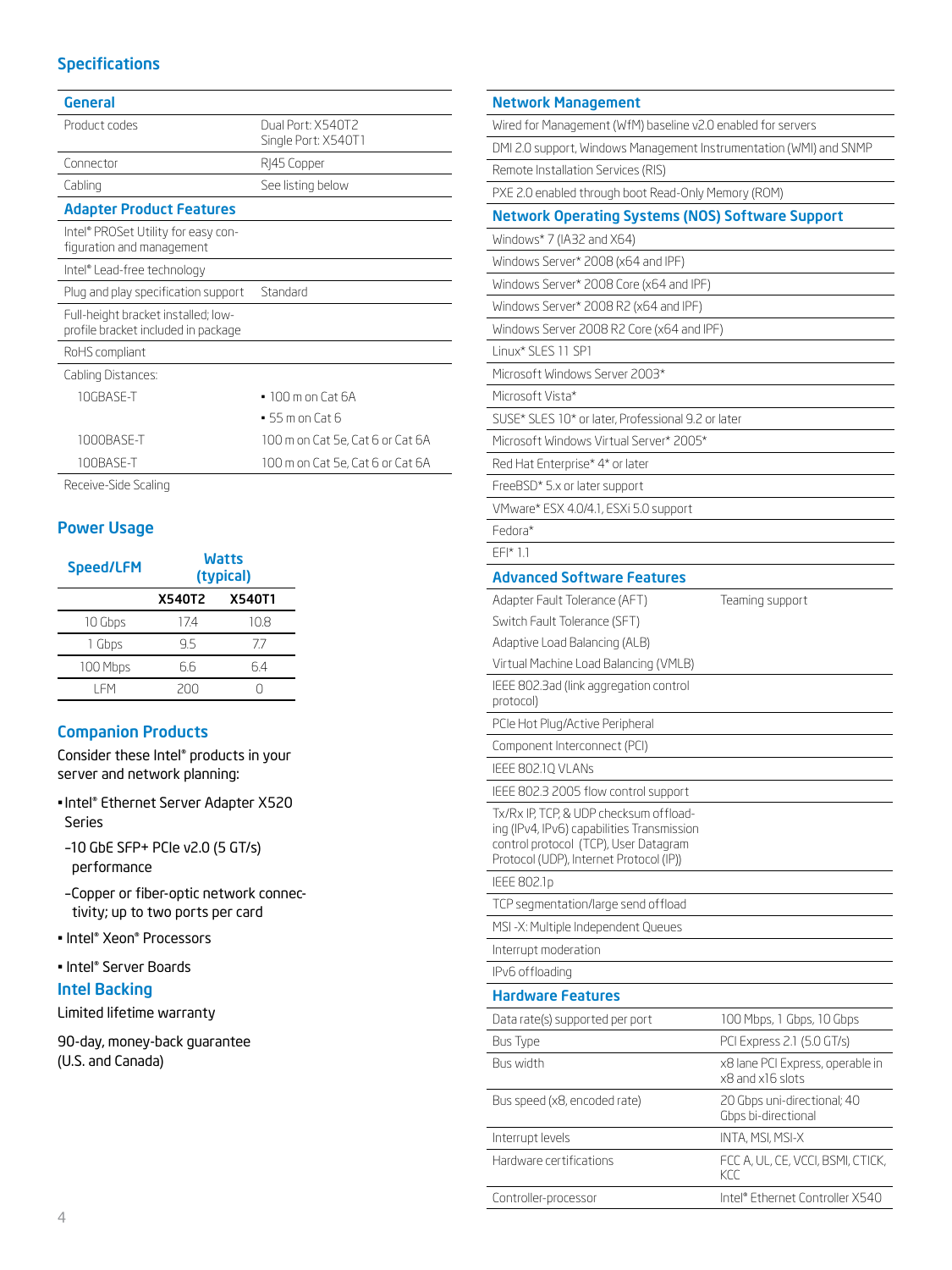## Specifications

### General

| | |
|---|---|
| Product codes | Dual Port: X540T2<br>Single Port: X540T1 |
| Connector | RJ45 Copper |
| Cabling | See listing below |

### Adapter Product Features

| | |
|---|---|
| Intel® PROSet Utility for easy configuration and management | |
| Intel® Lead-free technology | |
| Plug and play specification support | Standard |
| Full-height bracket installed; low-profile bracket included in package | |
| RoHS compliant | |
| Cabling Distances: | |
| 10GBASE-T | ▪ 100 m on Cat 6A |
| | ▪ 55 m on Cat 6 |
| 1000BASE-T | 100 m on Cat 5e, Cat 6 or Cat 6A |
| 100BASE-T | 100 m on Cat 5e, Cat 6 or Cat 6A |
| Receive-Side Scaling | |

### Power Usage

| Speed/LFM | Watts (typical) | |
|---|---|---|
| | X540T2 | X540T1 |
| 10 Gbps | 17.4 | 10.8 |
| 1 Gbps | 9.5 | 7.7 |
| 100 Mbps | 6.6 | 6.4 |
| LFM | 200 | 0 |

### Companion Products

Consider these Intel® products in your server and network planning:

- Intel® Ethernet Server Adapter X520 Series
  - 10 GbE SFP+ PCIe v2.0 (5 GT/s) performance
  - Copper or fiber-optic network connectivity; up to two ports per card
- Intel® Xeon® Processors
- Intel® Server Boards

### Intel Backing

Limited lifetime warranty

90-day, money-back guarantee (U.S. and Canada)

### Network Management

| |
|---|
| Wired for Management (WfM) baseline v2.0 enabled for servers |
| DMI 2.0 support, Windows Management Instrumentation (WMI) and SNMP |
| Remote Installation Services (RIS) |
| PXE 2.0 enabled through boot Read-Only Memory (ROM) |

### Network Operating Systems (NOS) Software Support

| |
|---|
| Windows* 7 (IA32 and X64) |
| Windows Server* 2008 (x64 and IPF) |
| Windows Server* 2008 Core (x64 and IPF) |
| Windows Server* 2008 R2 (x64 and IPF) |
| Windows Server 2008 R2 Core (x64 and IPF) |
| Linux* SLES 11 SP1 |
| Microsoft Windows Server 2003* |
| Microsoft Vista* |
| SUSE* SLES 10* or later, Professional 9.2 or later |
| Microsoft Windows Virtual Server* 2005* |
| Red Hat Enterprise* 4* or later |
| FreeBSD* 5.x or later support |
| VMware* ESX 4.0/4.1, ESXi 5.0 support |
| Fedora* |
| EFI* 1.1 |

### Advanced Software Features

| | |
|---|---|
| Adapter Fault Tolerance (AFT) | Teaming support |
| Switch Fault Tolerance (SFT) | |
| Adaptive Load Balancing (ALB) | |
| Virtual Machine Load Balancing (VMLB) | |
| IEEE 802.3ad (link aggregation control protocol) | |
| PCIe Hot Plug/Active Peripheral | |
| Component Interconnect (PCI) | |
| IEEE 802.1Q VLANs | |
| IEEE 802.3 2005 flow control support | |
| Tx/Rx IP, TCP, & UDP checksum offloading (IPv4, IPv6) capabilities Transmission control protocol (TCP), User Datagram Protocol (UDP), Internet Protocol (IP)) | |
| IEEE 802.1p | |
| TCP segmentation/large send offload | |
| MSI -X: Multiple Independent Queues | |
| Interrupt moderation | |
| IPv6 offloading | |

### Hardware Features

| | |
|---|---|
| Data rate(s) supported per port | 100 Mbps, 1 Gbps, 10 Gbps |
| Bus Type | PCI Express 2.1 (5.0 GT/s) |
| Bus width | x8 lane PCI Express, operable in x8 and x16 slots |
| Bus speed (x8, encoded rate) | 20 Gbps uni-directional; 40 Gbps bi-directional |
| Interrupt levels | INTA, MSI, MSI-X |
| Hardware certifications | FCC A, UL, CE, VCCI, BSMI, CTICK, KCC |
| Controller-processor | Intel® Ethernet Controller X540 |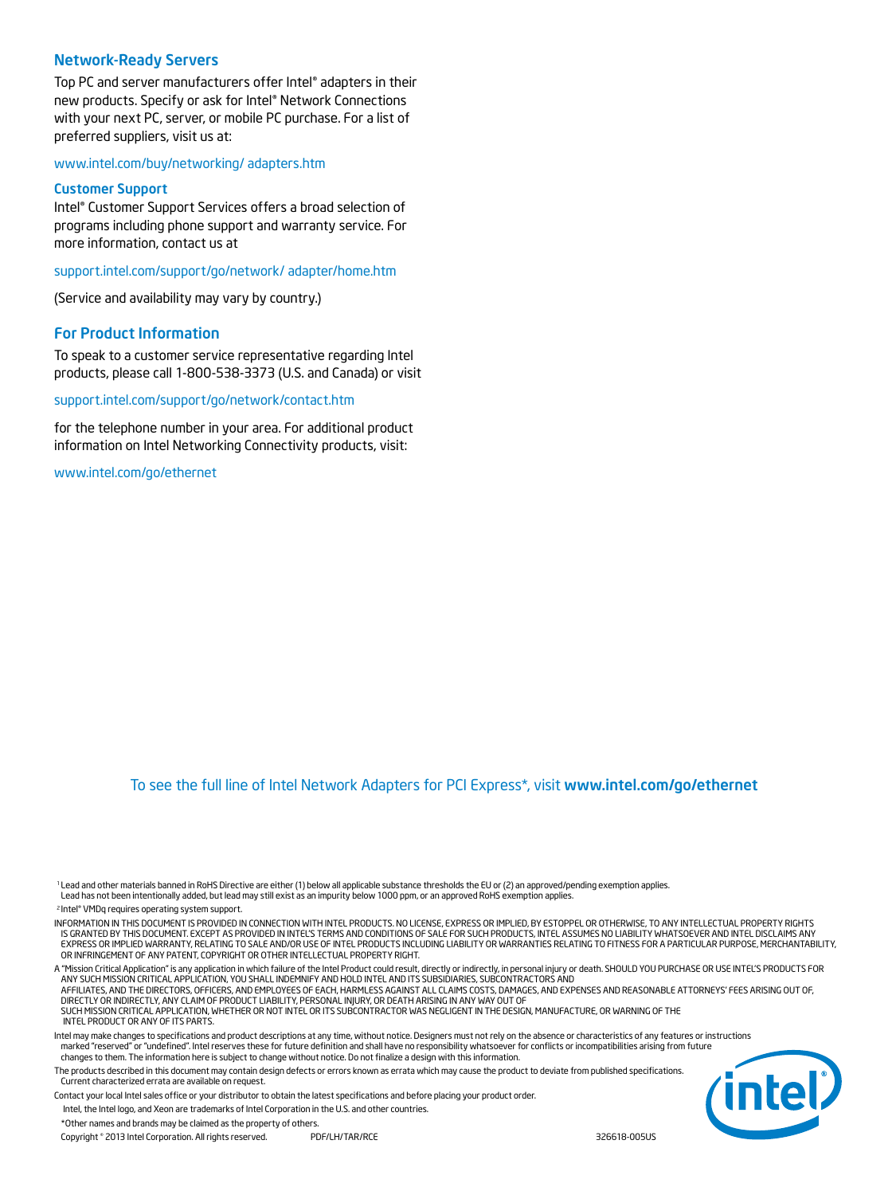## Network-Ready Servers

Top PC and server manufacturers offer Intel® adapters in their new products. Specify or ask for Intel® Network Connections with your next PC, server, or mobile PC purchase. For a list of preferred suppliers, visit us at:

www.intel.com/buy/networking/ adapters.htm

### Customer Support

Intel® Customer Support Services offers a broad selection of programs including phone support and warranty service. For more information, contact us at

support.intel.com/support/go/network/ adapter/home.htm

(Service and availability may vary by country.)

## For Product Information

To speak to a customer service representative regarding Intel products, please call 1-800-538-3373 (U.S. and Canada) or visit

support.intel.com/support/go/network/contact.htm

for the telephone number in your area. For additional product information on Intel Networking Connectivity products, visit:

www.intel.com/go/ethernet

To see the full line of Intel Network Adapters for PCI Express*, visit **www.intel.com/go/ethernet**

[1] Lead and other materials banned in RoHS Directive are either (1) below all applicable substance thresholds the EU or (2) an approved/pending exemption applies. Lead has not been intentionally added, but lead may still exist as an impurity below 1000 ppm, or an approved RoHS exemption applies.

[2] Intel® VMDq requires operating system support.

INFORMATION IN THIS DOCUMENT IS PROVIDED IN CONNECTION WITH INTEL PRODUCTS. NO LICENSE, EXPRESS OR IMPLIED, BY ESTOPPEL OR OTHERWISE, TO ANY INTELLECTUAL PROPERTY RIGHTS IS GRANTED BY THIS DOCUMENT. EXCEPT AS PROVIDED IN INTEL'S TERMS AND CONDITIONS OF SALE FOR SUCH PRODUCTS, INTEL ASSUMES NO LIABILITY WHATSOEVER AND INTEL DISCLAIMS ANY EXPRESS OR IMPLIED WARRANTY, RELATING TO SALE AND/OR USE OF INTEL PRODUCTS INCLUDING LIABILITY OR WARRANTIES RELATING TO FITNESS FOR A PARTICULAR PURPOSE, MERCHANTABILITY, OR INFRINGEMENT OF ANY PATENT, COPYRIGHT OR OTHER INTELLECTUAL PROPERTY RIGHT.

A "Mission Critical Application" is any application in which failure of the Intel Product could result, directly or indirectly, in personal injury or death. SHOULD YOU PURCHASE OR USE INTEL'S PRODUCTS FOR ANY SUCH MISSION CRITICAL APPLICATION, YOU SHALL INDEMNIFY AND HOLD INTEL AND ITS SUBSIDIARIES, SUBCONTRACTORS AND AFFILIATES, AND THE DIRECTORS, OFFICERS, AND EMPLOYEES OF EACH, HARMLESS AGAINST ALL CLAIMS COSTS, DAMAGES, AND EXPENSES AND REASONABLE ATTORNEYS' FEES ARISING OUT OF, DIRECTLY OR INDIRECTLY, ANY CLAIM OF PRODUCT LIABILITY, PERSONAL INJURY, OR DEATH ARISING IN ANY WAY OUT OF SUCH MISSION CRITICAL APPLICATION, WHETHER OR NOT INTEL OR ITS SUBCONTRACTOR WAS NEGLIGENT IN THE DESIGN, MANUFACTURE, OR WARNING OF THE INTEL PRODUCT OR ANY OF ITS PARTS.

Intel may make changes to specifications and product descriptions at any time, without notice. Designers must not rely on the absence or characteristics of any features or instructions marked "reserved" or "undefined". Intel reserves these for future definition and shall have no responsibility whatsoever for conflicts or incompatibilities arising from future changes to them. The information here is subject to change without notice. Do not finalize a design with this information.

The products described in this document may contain design defects or errors known as errata which may cause the product to deviate from published specifications. Current characterized errata are available on request.

Contact your local Intel sales office or your distributor to obtain the latest specifications and before placing your product order.

Intel, the Intel logo, and Xeon are trademarks of Intel Corporation in the U.S. and other countries.

*Other names and brands may be claimed as the property of others.

Copyright © 2013 Intel Corporation. All rights reserved. PDF/LH/TAR/RCE 326618-005US